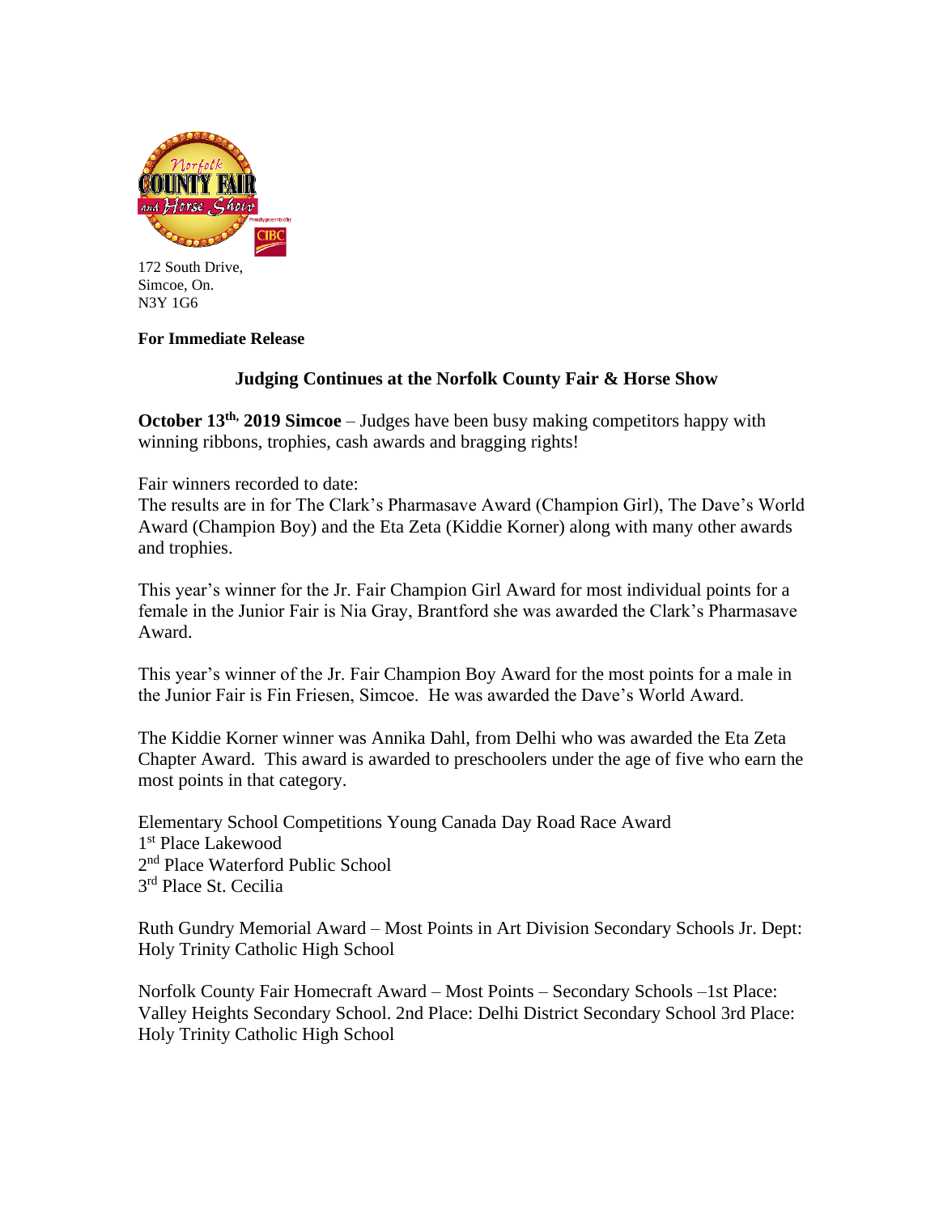172 South Drive,
Simcoe, On.
N3Y 1G6

**For Immediate Release**

**Judging Continues at the Norfolk County Fair & Horse Show**

**October 13th, 2019 Simcoe** – Judges have been busy making competitors happy with winning ribbons, trophies, cash awards and bragging rights!

Fair winners recorded to date:
The results are in for The Clark's Pharmasave Award (Champion Girl), The Dave's World Award (Champion Boy) and the Eta Zeta (Kiddie Korner) along with many other awards and trophies.

This year's winner for the Jr. Fair Champion Girl Award for most individual points for a female in the Junior Fair is Nia Gray, Brantford she was awarded the Clark's Pharmasave Award.

This year's winner of the Jr. Fair Champion Boy Award for the most points for a male in the Junior Fair is Fin Friesen, Simcoe. He was awarded the Dave's World Award.

The Kiddie Korner winner was Annika Dahl, from Delhi who was awarded the Eta Zeta Chapter Award. This award is awarded to preschoolers under the age of five who earn the most points in that category.

Elementary School Competitions Young Canada Day Road Race Award
1st Place Lakewood
2nd Place Waterford Public School
3rd Place St. Cecilia

Ruth Gundry Memorial Award – Most Points in Art Division Secondary Schools Jr. Dept: Holy Trinity Catholic High School

Norfolk County Fair Homecraft Award – Most Points – Secondary Schools –1st Place: Valley Heights Secondary School. 2nd Place: Delhi District Secondary School 3rd Place: Holy Trinity Catholic High School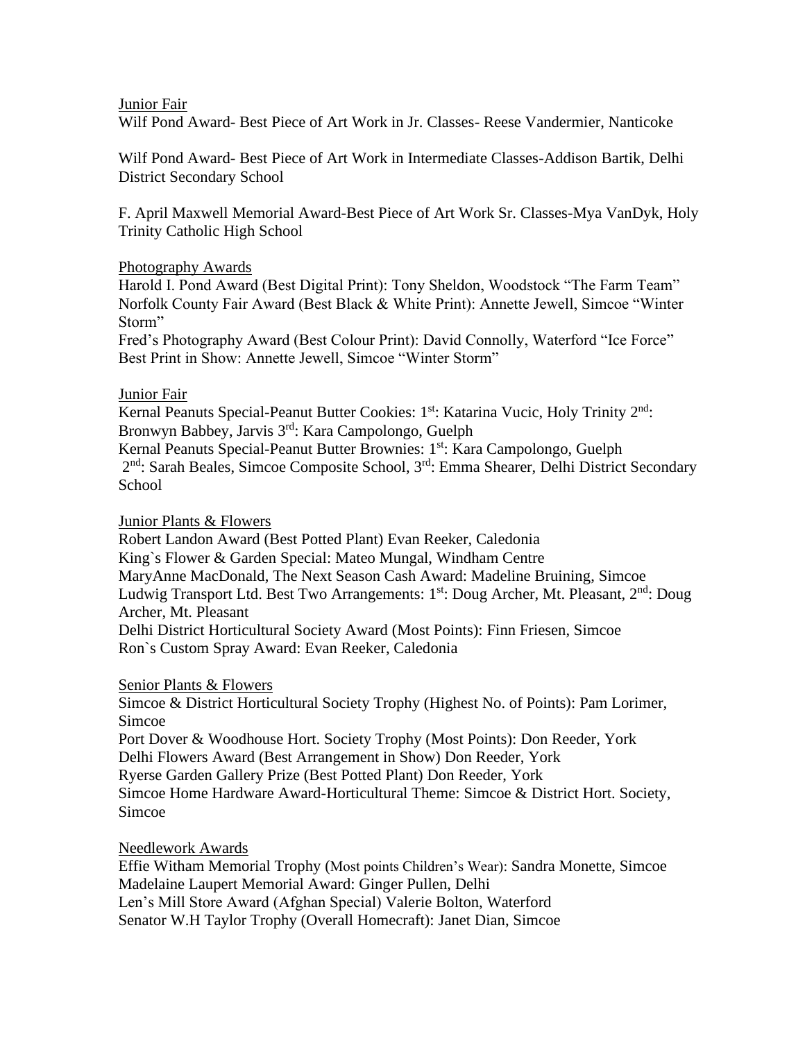<u>Junior Fair</u>

Wilf Pond Award- Best Piece of Art Work in Jr. Classes- Reese Vandermier, Nanticoke

Wilf Pond Award- Best Piece of Art Work in Intermediate Classes-Addison Bartik, Delhi District Secondary School

F. April Maxwell Memorial Award-Best Piece of Art Work Sr. Classes-Mya VanDyk, Holy Trinity Catholic High School

<u>Photography Awards</u>

Harold I. Pond Award (Best Digital Print): Tony Sheldon, Woodstock "The Farm Team"
Norfolk County Fair Award (Best Black & White Print): Annette Jewell, Simcoe "Winter Storm"
Fred's Photography Award (Best Colour Print): David Connolly, Waterford "Ice Force"
Best Print in Show: Annette Jewell, Simcoe "Winter Storm"

<u>Junior Fair</u>

Kernal Peanuts Special-Peanut Butter Cookies: 1st: Katarina Vucic, Holy Trinity 2nd: Bronwyn Babbey, Jarvis 3rd: Kara Campolongo, Guelph
Kernal Peanuts Special-Peanut Butter Brownies: 1st: Kara Campolongo, Guelph
2nd: Sarah Beales, Simcoe Composite School, 3rd: Emma Shearer, Delhi District Secondary School

<u>Junior Plants & Flowers</u>

Robert Landon Award (Best Potted Plant) Evan Reeker, Caledonia
King`s Flower & Garden Special: Mateo Mungal, Windham Centre
MaryAnne MacDonald, The Next Season Cash Award: Madeline Bruining, Simcoe
Ludwig Transport Ltd. Best Two Arrangements: 1st: Doug Archer, Mt. Pleasant, 2nd: Doug Archer, Mt. Pleasant
Delhi District Horticultural Society Award (Most Points): Finn Friesen, Simcoe
Ron`s Custom Spray Award: Evan Reeker, Caledonia

<u>Senior Plants & Flowers</u>

Simcoe & District Horticultural Society Trophy (Highest No. of Points): Pam Lorimer, Simcoe
Port Dover & Woodhouse Hort. Society Trophy (Most Points): Don Reeder, York
Delhi Flowers Award (Best Arrangement in Show) Don Reeder, York
Ryerse Garden Gallery Prize (Best Potted Plant) Don Reeder, York
Simcoe Home Hardware Award-Horticultural Theme: Simcoe & District Hort. Society, Simcoe

<u>Needlework Awards</u>

Effie Witham Memorial Trophy (Most points Children's Wear): Sandra Monette, Simcoe
Madelaine Laupert Memorial Award: Ginger Pullen, Delhi
Len's Mill Store Award (Afghan Special) Valerie Bolton, Waterford
Senator W.H Taylor Trophy (Overall Homecraft): Janet Dian, Simcoe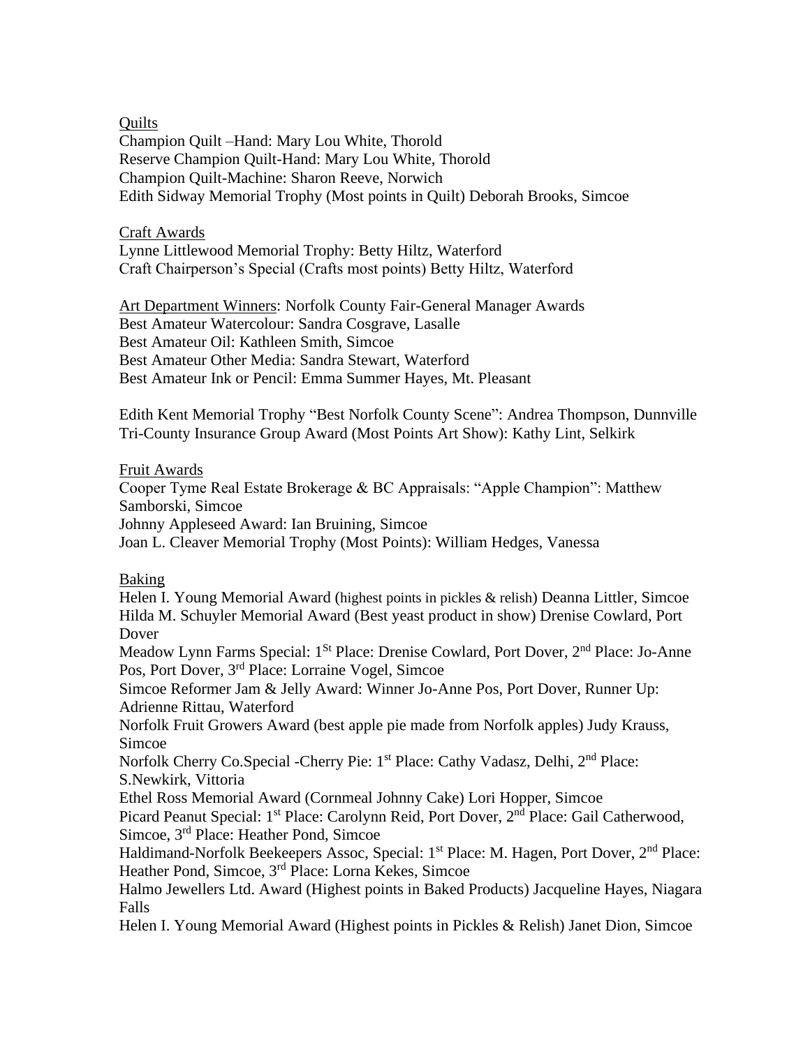<u>Quilts</u>

Champion Quilt –Hand: Mary Lou White, Thorold
Reserve Champion Quilt-Hand: Mary Lou White, Thorold
Champion Quilt-Machine: Sharon Reeve, Norwich
Edith Sidway Memorial Trophy (Most points in Quilt) Deborah Brooks, Simcoe

<u>Craft Awards</u>

Lynne Littlewood Memorial Trophy: Betty Hiltz, Waterford
Craft Chairperson's Special (Crafts most points) Betty Hiltz, Waterford

<u>Art Department Winners</u>: Norfolk County Fair-General Manager Awards
Best Amateur Watercolour: Sandra Cosgrave, Lasalle
Best Amateur Oil: Kathleen Smith, Simcoe
Best Amateur Other Media: Sandra Stewart, Waterford
Best Amateur Ink or Pencil: Emma Summer Hayes, Mt. Pleasant

Edith Kent Memorial Trophy "Best Norfolk County Scene": Andrea Thompson, Dunnville
Tri-County Insurance Group Award (Most Points Art Show): Kathy Lint, Selkirk

<u>Fruit Awards</u>

Cooper Tyme Real Estate Brokerage & BC Appraisals: "Apple Champion": Matthew Samborski, Simcoe
Johnny Appleseed Award: Ian Bruining, Simcoe
Joan L. Cleaver Memorial Trophy (Most Points): William Hedges, Vanessa

<u>Baking</u>

Helen I. Young Memorial Award (highest points in pickles & relish) Deanna Littler, Simcoe
Hilda M. Schuyler Memorial Award (Best yeast product in show) Drenise Cowlard, Port Dover
Meadow Lynn Farms Special: 1st Place: Drenise Cowlard, Port Dover, 2nd Place: Jo-Anne Pos, Port Dover, 3rd Place: Lorraine Vogel, Simcoe
Simcoe Reformer Jam & Jelly Award: Winner Jo-Anne Pos, Port Dover, Runner Up: Adrienne Rittau, Waterford
Norfolk Fruit Growers Award (best apple pie made from Norfolk apples) Judy Krauss, Simcoe
Norfolk Cherry Co.Special -Cherry Pie: 1st Place: Cathy Vadasz, Delhi, 2nd Place: S.Newkirk, Vittoria
Ethel Ross Memorial Award (Cornmeal Johnny Cake) Lori Hopper, Simcoe
Picard Peanut Special: 1st Place: Carolynn Reid, Port Dover, 2nd Place: Gail Catherwood, Simcoe, 3rd Place: Heather Pond, Simcoe
Haldimand-Norfolk Beekeepers Assoc, Special: 1st Place: M. Hagen, Port Dover, 2nd Place: Heather Pond, Simcoe, 3rd Place: Lorna Kekes, Simcoe
Halmo Jewellers Ltd. Award (Highest points in Baked Products) Jacqueline Hayes, Niagara Falls
Helen I. Young Memorial Award (Highest points in Pickles & Relish) Janet Dion, Simcoe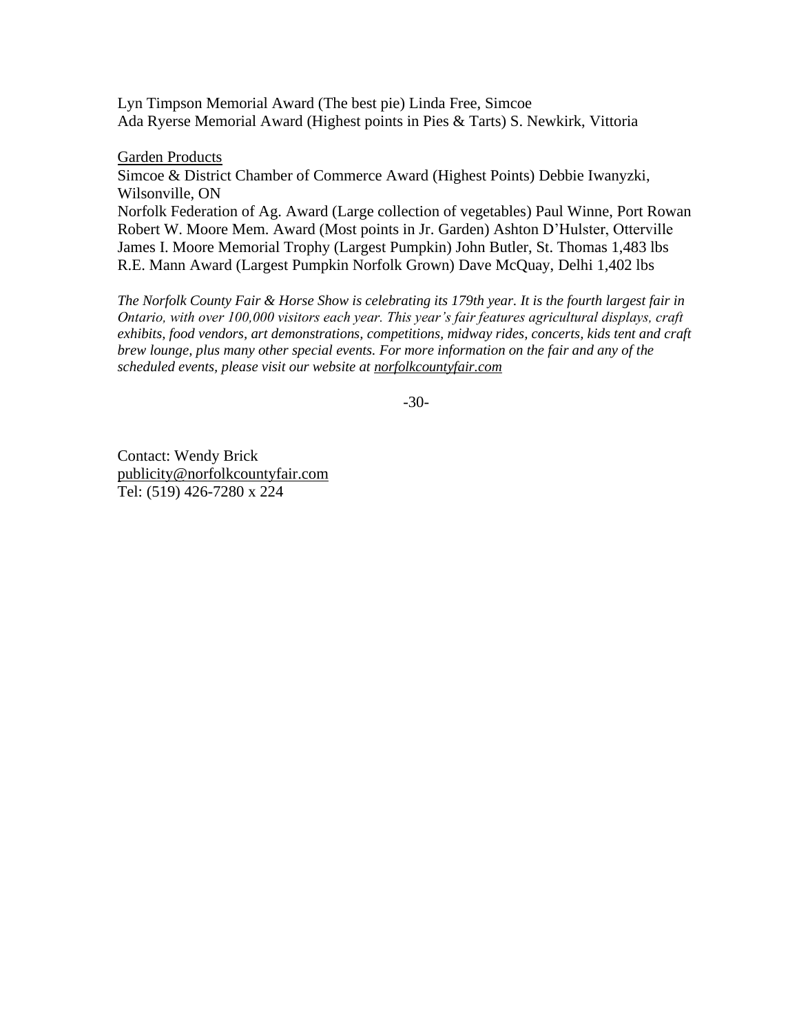Lyn Timpson Memorial Award (The best pie) Linda Free, Simcoe
Ada Ryerse Memorial Award (Highest points in Pies & Tarts) S. Newkirk, Vittoria

Garden Products

Simcoe & District Chamber of Commerce Award (Highest Points) Debbie Iwanyzki, Wilsonville, ON
Norfolk Federation of Ag. Award (Large collection of vegetables) Paul Winne, Port Rowan
Robert W. Moore Mem. Award (Most points in Jr. Garden) Ashton D'Hulster, Otterville
James I. Moore Memorial Trophy (Largest Pumpkin) John Butler, St. Thomas 1,483 lbs
R.E. Mann Award (Largest Pumpkin Norfolk Grown) Dave McQuay, Delhi 1,402 lbs

*The Norfolk County Fair & Horse Show is celebrating its 179th year. It is the fourth largest fair in Ontario, with over 100,000 visitors each year. This year's fair features agricultural displays, craft exhibits, food vendors, art demonstrations, competitions, midway rides, concerts, kids tent and craft brew lounge, plus many other special events. For more information on the fair and any of the scheduled events, please visit our website at norfolkcountyfair.com*

-30-

Contact: Wendy Brick
publicity@norfolkcountyfair.com
Tel: (519) 426-7280 x 224